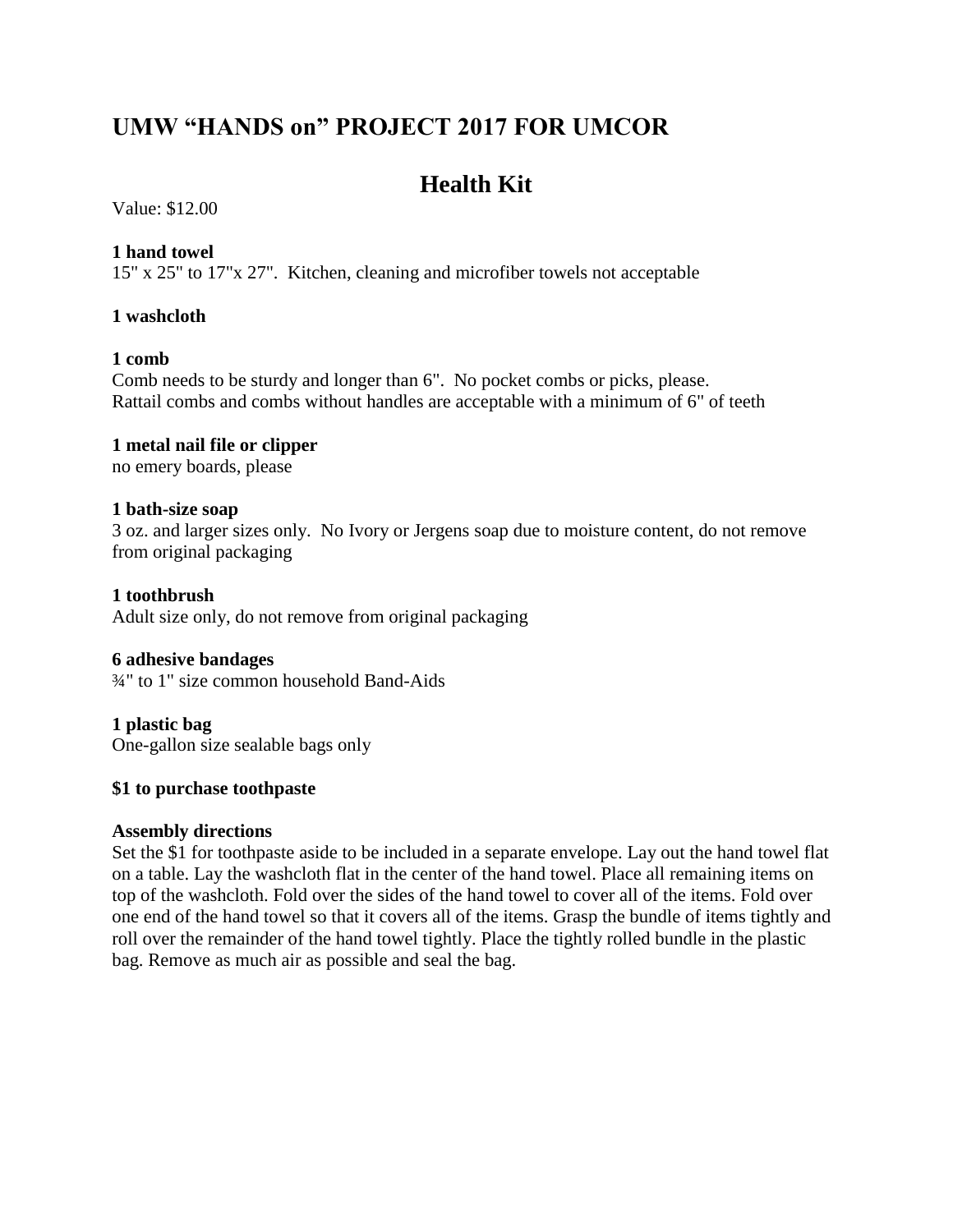# UMW "HANDS on" PROJECT 2017 FOR UMCOR

## Health Kit

Value: $12.00

**1 hand towel**
15" x 25" to 17"x 27". Kitchen, cleaning and microfiber towels not acceptable

**1 washcloth**

**1 comb**
Comb needs to be sturdy and longer than 6". No pocket combs or picks, please.
Rattail combs and combs without handles are acceptable with a minimum of 6" of teeth

**1 metal nail file or clipper**
no emery boards, please

**1 bath-size soap**
3 oz. and larger sizes only. No Ivory or Jergens soap due to moisture content, do not remove from original packaging

**1 toothbrush**
Adult size only, do not remove from original packaging

**6 adhesive bandages**
¾" to 1" size common household Band-Aids

**1 plastic bag**
One-gallon size sealable bags only

**$1 to purchase toothpaste**

**Assembly directions**
Set the $1 for toothpaste aside to be included in a separate envelope. Lay out the hand towel flat on a table. Lay the washcloth flat in the center of the hand towel. Place all remaining items on top of the washcloth. Fold over the sides of the hand towel to cover all of the items. Fold over one end of the hand towel so that it covers all of the items. Grasp the bundle of items tightly and roll over the remainder of the hand towel tightly. Place the tightly rolled bundle in the plastic bag. Remove as much air as possible and seal the bag.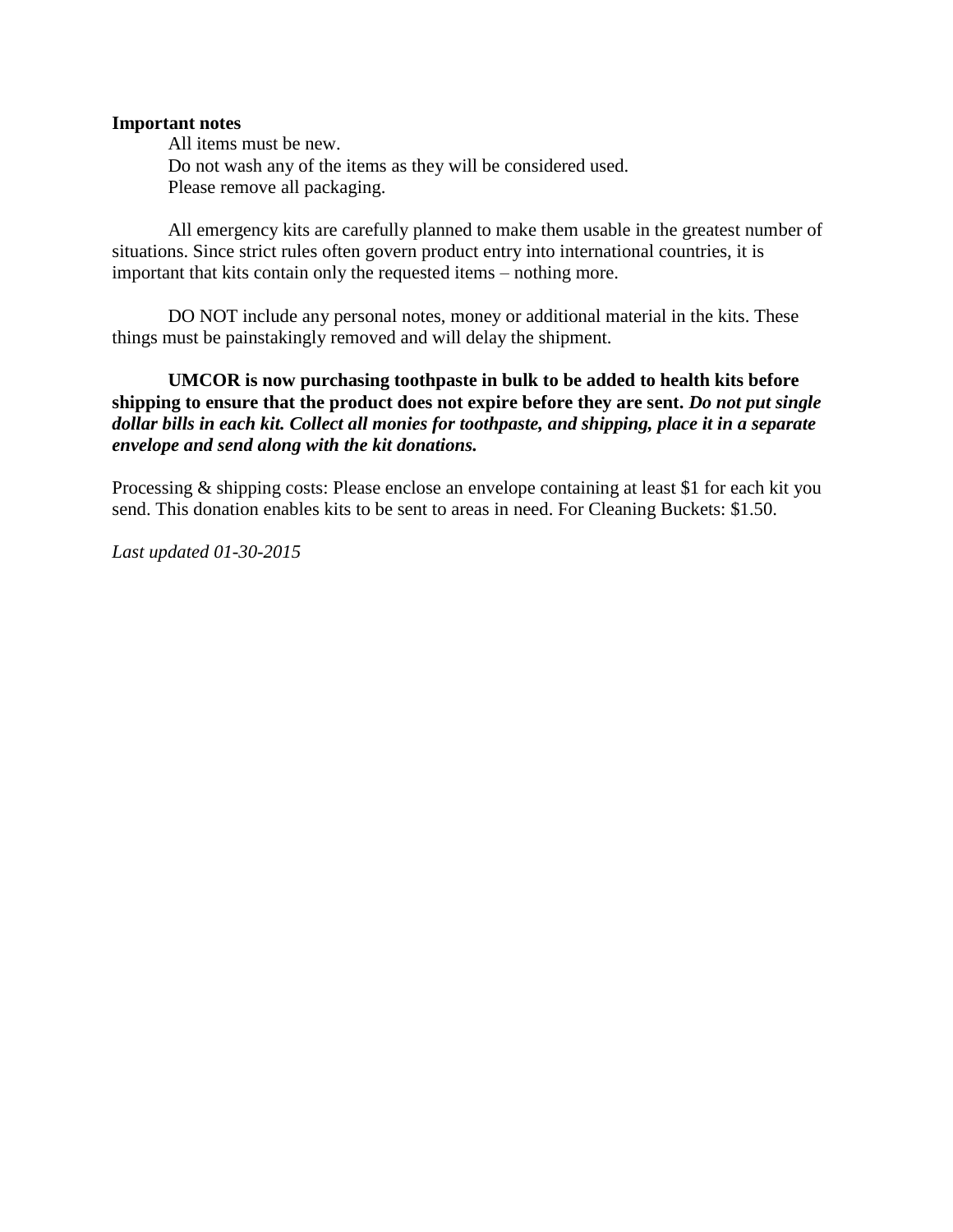**Important notes**

All items must be new.
Do not wash any of the items as they will be considered used.
Please remove all packaging.

All emergency kits are carefully planned to make them usable in the greatest number of situations. Since strict rules often govern product entry into international countries, it is important that kits contain only the requested items – nothing more.

DO NOT include any personal notes, money or additional material in the kits. These things must be painstakingly removed and will delay the shipment.

**UMCOR is now purchasing toothpaste in bulk to be added to health kits before shipping to ensure that the product does not expire before they are sent.** ***Do not put single dollar bills in each kit. Collect all monies for toothpaste, and shipping, place it in a separate envelope and send along with the kit donations.***

Processing & shipping costs: Please enclose an envelope containing at least $1 for each kit you send. This donation enables kits to be sent to areas in need. For Cleaning Buckets: $1.50.

*Last updated 01-30-2015*